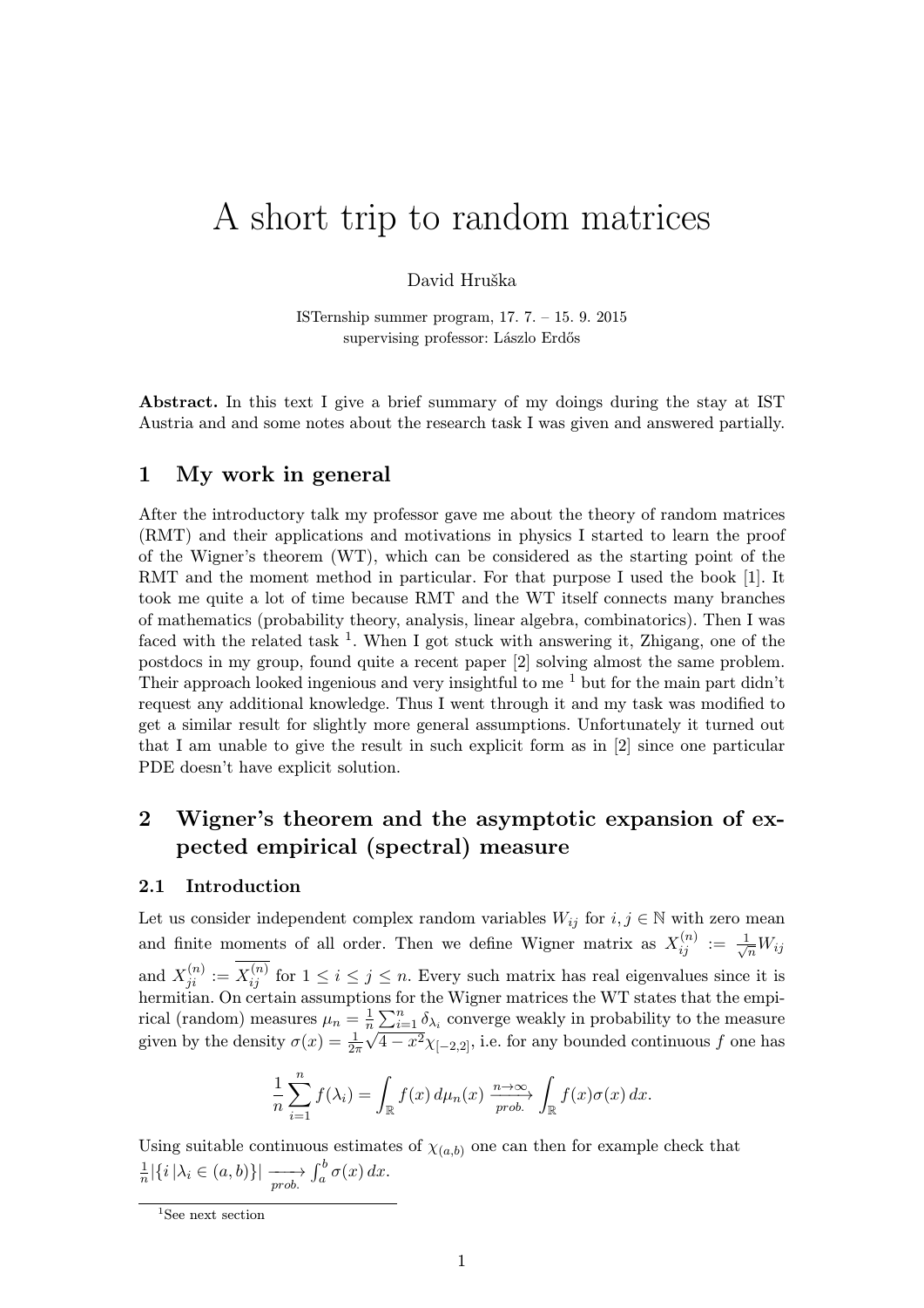# A short trip to random matrices

David Hruška

ISTernship summer program, 17. 7. – 15. 9. 2015
supervising professor: Lászlo Erdős

**Abstract.** In this text I give a brief summary of my doings during the stay at IST Austria and and some notes about the research task I was given and answered partially.

## 1 My work in general

After the introductory talk my professor gave me about the theory of random matrices (RMT) and their applications and motivations in physics I started to learn the proof of the Wigner's theorem (WT), which can be considered as the starting point of the RMT and the moment method in particular. For that purpose I used the book [1]. It took me quite a lot of time because RMT and the WT itself connects many branches of mathematics (probability theory, analysis, linear algebra, combinatorics). Then I was faced with the related task [1]. When I got stuck with answering it, Zhigang, one of the postdocs in my group, found quite a recent paper [2] solving almost the same problem. Their approach looked ingenious and very insightful to me [1] but for the main part didn't request any additional knowledge. Thus I went through it and my task was modified to get a similar result for slightly more general assumptions. Unfortunately it turned out that I am unable to give the result in such explicit form as in [2] since one particular PDE doesn't have explicit solution.

## 2 Wigner's theorem and the asymptotic expansion of expected empirical (spectral) measure

### 2.1 Introduction

Let us consider independent complex random variables $W_{ij}$ for $i, j \in \mathbb{N}$ with zero mean and finite moments of all order. Then we define Wigner matrix as $X_{ij}^{(n)} := \frac{1}{\sqrt{n}} W_{ij}$ and $X_{ji}^{(n)} := \overline{X_{ij}^{(n)}}$ for $1 \le i \le j \le n$. Every such matrix has real eigenvalues since it is hermitian. On certain assumptions for the Wigner matrices the WT states that the empirical (random) measures $\mu_n = \frac{1}{n} \sum_{i=1}^{n} \delta_{\lambda_i}$ converge weakly in probability to the measure given by the density $\sigma(x) = \frac{1}{2\pi} \sqrt{4 - x^2} \chi_{[-2,2]}$, i.e. for any bounded continuous $f$ one has

$$\frac{1}{n} \sum_{i=1}^{n} f(\lambda_i) = \int_{\mathbb{R}} f(x) \, d\mu_n(x) \xrightarrow[prob.]{n \to \infty} \int_{\mathbb{R}} f(x) \sigma(x) \, dx.$$

Using suitable continuous estimates of $\chi_{(a,b)}$ one can then for example check that $\frac{1}{n} |\{ i \,|\, \lambda_i \in (a, b) \}| \xrightarrow[prob.]{} \int_a^b \sigma(x) \, dx$.

[1]See next section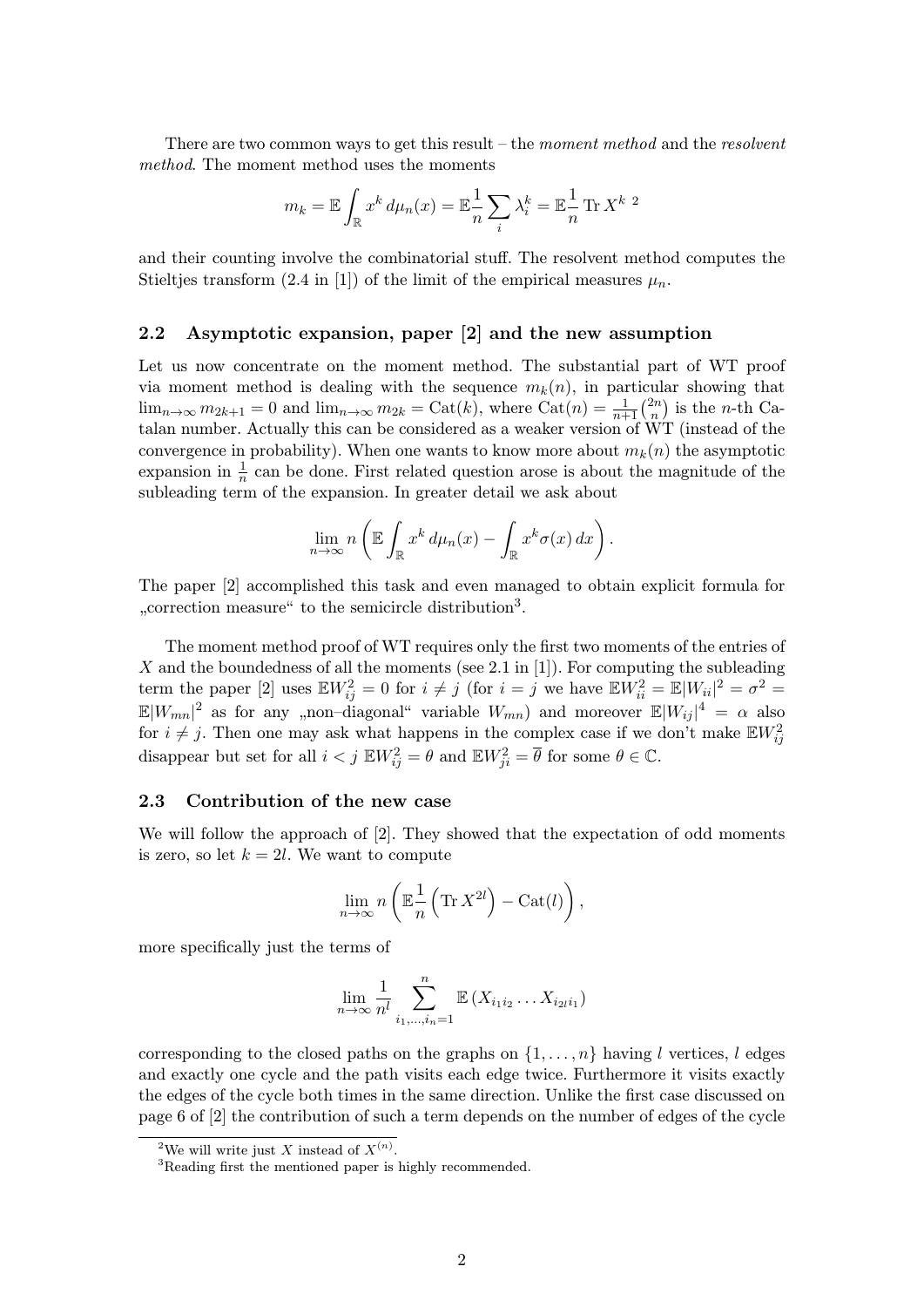There are two common ways to get this result – the *moment method* and the *resolvent method*. The moment method uses the moments

$$m_k = \mathbb{E}\int_{\mathbb{R}} x^k \, d\mu_n(x) = \mathbb{E}\frac{1}{n}\sum_i \lambda_i^k = \mathbb{E}\frac{1}{n}\operatorname{Tr} X^k \text{ [2]}$$

and their counting involve the combinatorial stuff. The resolvent method computes the Stieltjes transform (2.4 in [1]) of the limit of the empirical measures $\mu_n$.

## 2.2 Asymptotic expansion, paper [2] and the new assumption

Let us now concentrate on the moment method. The substantial part of WT proof via moment method is dealing with the sequence $m_k(n)$, in particular showing that $\lim_{n\to\infty} m_{2k+1} = 0$ and $\lim_{n\to\infty} m_{2k} = \operatorname{Cat}(k)$, where $\operatorname{Cat}(n) = \frac{1}{n+1}\binom{2n}{n}$ is the $n$-th Catalan number. Actually this can be considered as a weaker version of WT (instead of the convergence in probability). When one wants to know more about $m_k(n)$ the asymptotic expansion in $\frac{1}{n}$ can be done. First related question arose is about the magnitude of the subleading term of the expansion. In greater detail we ask about

$$\lim_{n\to\infty} n\left(\mathbb{E}\int_{\mathbb{R}} x^k \, d\mu_n(x) - \int_{\mathbb{R}} x^k \sigma(x)\, dx\right).$$

The paper [2] accomplished this task and even managed to obtain explicit formula for „correction measure“ to the semicircle distribution[3].

The moment method proof of WT requires only the first two moments of the entries of $X$ and the boundedness of all the moments (see 2.1 in [1]). For computing the subleading term the paper [2] uses $\mathbb{E}W_{ij}^2 = 0$ for $i \neq j$ (for $i = j$ we have $\mathbb{E}W_{ii}^2 = \mathbb{E}|W_{ii}|^2 = \sigma^2 = \mathbb{E}|W_{mn}|^2$ as for any „non–diagonal“ variable $W_{mn}$) and moreover $\mathbb{E}|W_{ij}|^4 = \alpha$ also for $i \neq j$. Then one may ask what happens in the complex case if we don't make $\mathbb{E}W_{ij}^2$ disappear but set for all $i < j$ $\mathbb{E}W_{ij}^2 = \theta$ and $\mathbb{E}W_{ji}^2 = \overline{\theta}$ for some $\theta \in \mathbb{C}$.

## 2.3 Contribution of the new case

We will follow the approach of [2]. They showed that the expectation of odd moments is zero, so let $k = 2l$. We want to compute

$$\lim_{n\to\infty} n\left(\mathbb{E}\frac{1}{n}\left(\operatorname{Tr} X^{2l}\right) - \operatorname{Cat}(l)\right),$$

more specifically just the terms of

$$\lim_{n\to\infty} \frac{1}{n^l}\sum_{i_1,\ldots,i_n=1}^{n} \mathbb{E}\left(X_{i_1 i_2}\ldots X_{i_{2l} i_1}\right)$$

corresponding to the closed paths on the graphs on $\{1,\ldots,n\}$ having $l$ vertices, $l$ edges and exactly one cycle and the path visits each edge twice. Furthermore it visits exactly the edges of the cycle both times in the same direction. Unlike the first case discussed on page 6 of [2] the contribution of such a term depends on the number of edges of the cycle

[2] We will write just $X$ instead of $X^{(n)}$.

[3] Reading first the mentioned paper is highly recommended.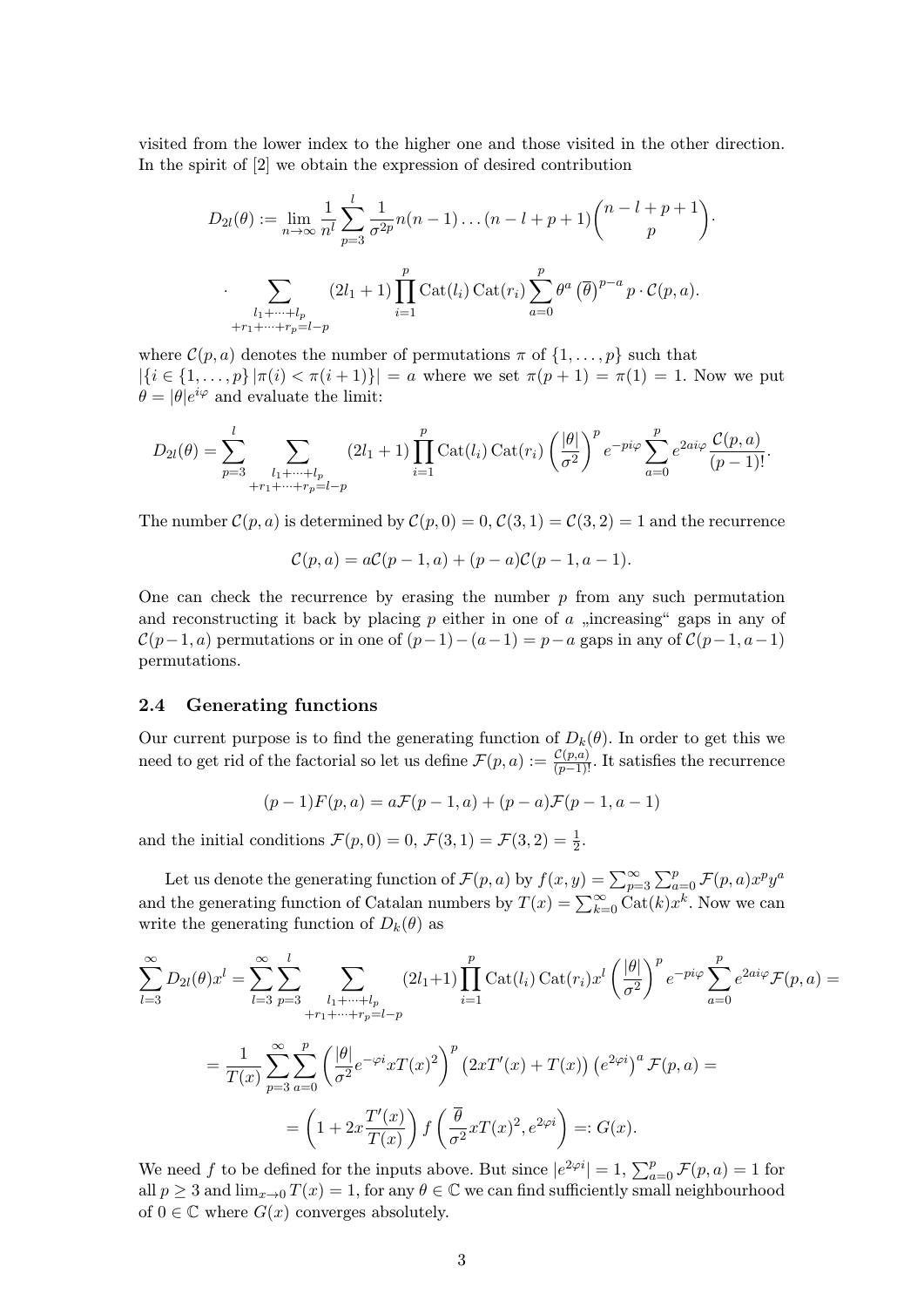visited from the lower index to the higher one and those visited in the other direction. In the spirit of [2] we obtain the expression of desired contribution

$$D_{2l}(\theta) := \lim_{n\to\infty} \frac{1}{n^l} \sum_{p=3}^{l} \frac{1}{\sigma^{2p}} n(n-1)\dots(n-l+p+1)\binom{n-l+p+1}{p}\cdot$$

$$\cdot \sum_{\substack{l_1+\dots+l_p\\+r_1+\dots+r_p=l-p}} (2l_1+1)\prod_{i=1}^{p} \mathrm{Cat}(l_i)\,\mathrm{Cat}(r_i) \sum_{a=0}^{p} \theta^a \left(\overline{\theta}\right)^{p-a} p\cdot \mathcal{C}(p,a).$$

where $\mathcal{C}(p,a)$ denotes the number of permutations $\pi$ of $\{1,\dots,p\}$ such that $|\{i\in\{1,\dots,p\}\,|\,\pi(i)<\pi(i+1)\}| = a$ where we set $\pi(p+1)=\pi(1)=1$. Now we put $\theta = |\theta|e^{i\varphi}$ and evaluate the limit:

$$D_{2l}(\theta) = \sum_{p=3}^{l} \sum_{\substack{l_1+\dots+l_p\\+r_1+\dots+r_p=l-p}} (2l_1+1)\prod_{i=1}^{p} \mathrm{Cat}(l_i)\,\mathrm{Cat}(r_i)\left(\frac{|\theta|}{\sigma^2}\right)^p e^{-pi\varphi}\sum_{a=0}^{p} e^{2ai\varphi}\frac{\mathcal{C}(p,a)}{(p-1)!}.$$

The number $\mathcal{C}(p,a)$ is determined by $\mathcal{C}(p,0)=0$, $\mathcal{C}(3,1)=\mathcal{C}(3,2)=1$ and the recurrence

$$\mathcal{C}(p,a) = a\mathcal{C}(p-1,a) + (p-a)\mathcal{C}(p-1,a-1).$$

One can check the recurrence by erasing the number $p$ from any such permutation and reconstructing it back by placing $p$ either in one of $a$ „increasing" gaps in any of $\mathcal{C}(p-1,a)$ permutations or in one of $(p-1)-(a-1)=p-a$ gaps in any of $\mathcal{C}(p-1,a-1)$ permutations.

### 2.4 Generating functions

Our current purpose is to find the generating function of $D_k(\theta)$. In order to get this we need to get rid of the factorial so let us define $\mathcal{F}(p,a) := \frac{\mathcal{C}(p,a)}{(p-1)!}$. It satisfies the recurrence

$$(p-1)F(p,a) = a\mathcal{F}(p-1,a) + (p-a)\mathcal{F}(p-1,a-1)$$

and the initial conditions $\mathcal{F}(p,0)=0$, $\mathcal{F}(3,1)=\mathcal{F}(3,2)=\frac{1}{2}$.

Let us denote the generating function of $\mathcal{F}(p,a)$ by $f(x,y)=\sum_{p=3}^{\infty}\sum_{a=0}^{p}\mathcal{F}(p,a)x^p y^a$ and the generating function of Catalan numbers by $T(x)=\sum_{k=0}^{\infty}\mathrm{Cat}(k)x^k$. Now we can write the generating function of $D_k(\theta)$ as

$$\sum_{l=3}^{\infty} D_{2l}(\theta)x^l = \sum_{l=3}^{\infty}\sum_{p=3}^{l}\sum_{\substack{l_1+\dots+l_p\\+r_1+\dots+r_p=l-p}} (2l_1+1)\prod_{i=1}^{p}\mathrm{Cat}(l_i)\,\mathrm{Cat}(r_i)x^l\left(\frac{|\theta|}{\sigma^2}\right)^p e^{-pi\varphi}\sum_{a=0}^{p} e^{2ai\varphi}\mathcal{F}(p,a) =$$

$$= \frac{1}{T(x)}\sum_{p=3}^{\infty}\sum_{a=0}^{p}\left(\frac{|\theta|}{\sigma^2}e^{-\varphi i}xT(x)^2\right)^p\left(2xT'(x)+T(x)\right)\left(e^{2\varphi i}\right)^a\mathcal{F}(p,a) =$$

$$= \left(1+2x\frac{T'(x)}{T(x)}\right) f\left(\frac{\overline{\theta}}{\sigma^2}xT(x)^2, e^{2\varphi i}\right) =: G(x).$$

We need $f$ to be defined for the inputs above. But since $|e^{2\varphi i}|=1$, $\sum_{a=0}^{p}\mathcal{F}(p,a)=1$ for all $p\geq 3$ and $\lim_{x\to 0}T(x)=1$, for any $\theta\in\mathbb{C}$ we can find sufficiently small neighbourhood of $0\in\mathbb{C}$ where $G(x)$ converges absolutely.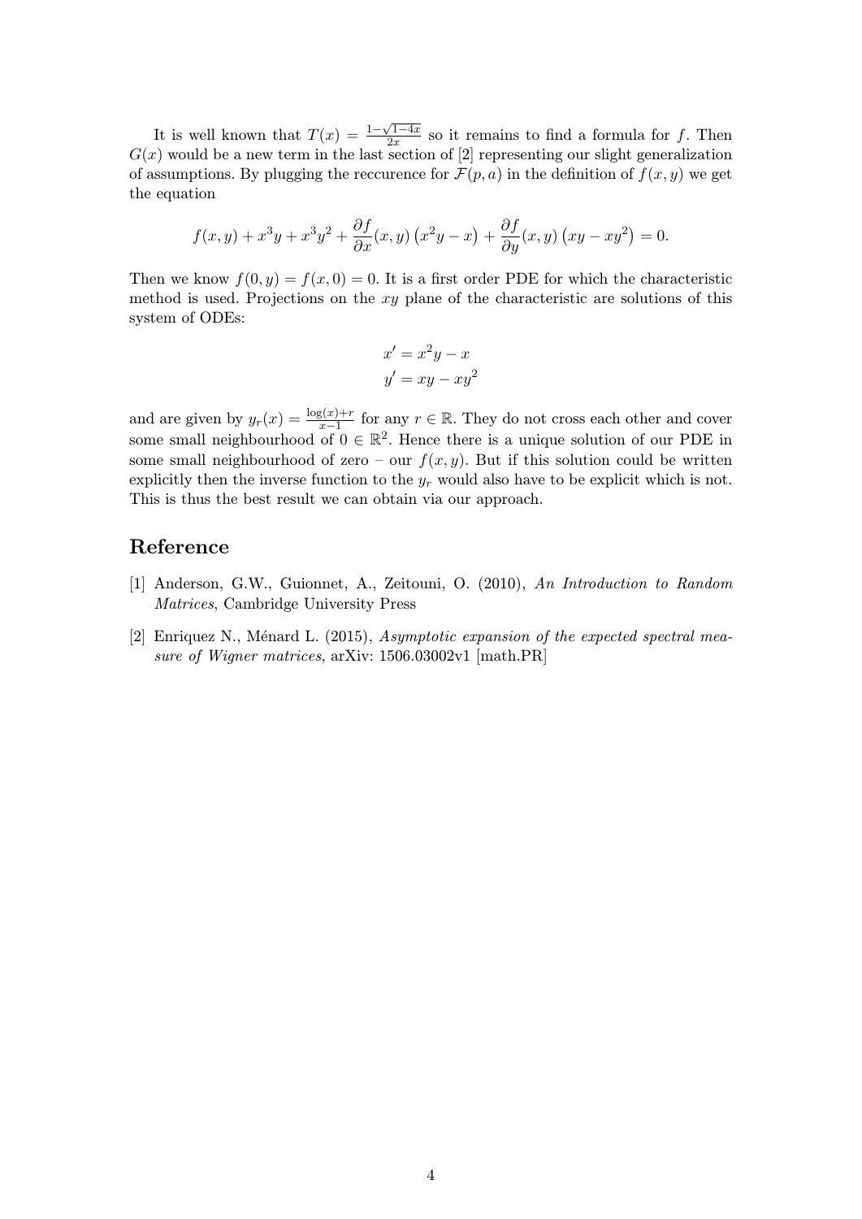It is well known that $T(x) = \frac{1-\sqrt{1-4x}}{2x}$ so it remains to find a formula for $f$. Then $G(x)$ would be a new term in the last section of [2] representing our slight generalization of assumptions. By plugging the reccurence for $\mathcal{F}(p,a)$ in the definition of $f(x,y)$ we get the equation

$$f(x,y) + x^3y + x^3y^2 + \frac{\partial f}{\partial x}(x,y)\left(x^2y - x\right) + \frac{\partial f}{\partial y}(x,y)\left(xy - xy^2\right) = 0.$$

Then we know $f(0,y) = f(x,0) = 0$. It is a first order PDE for which the characteristic method is used. Projections on the $xy$ plane of the characteristic are solutions of this system of ODEs:

$$x' = x^2y - x$$
$$y' = xy - xy^2$$

and are given by $y_r(x) = \frac{\log(x)+r}{x-1}$ for any $r \in \mathbb{R}$. They do not cross each other and cover some small neighbourhood of $0 \in \mathbb{R}^2$. Hence there is a unique solution of our PDE in some small neighbourhood of zero – our $f(x,y)$. But if this solution could be written explicitly then the inverse function to the $y_r$ would also have to be explicit which is not. This is thus the best result we can obtain via our approach.

## Reference

[1] Anderson, G.W., Guionnet, A., Zeitouni, O. (2010), *An Introduction to Random Matrices*, Cambridge University Press

[2] Enriquez N., Ménard L. (2015), *Asymptotic expansion of the expected spectral measure of Wigner matrices*, arXiv: 1506.03002v1 [math.PR]